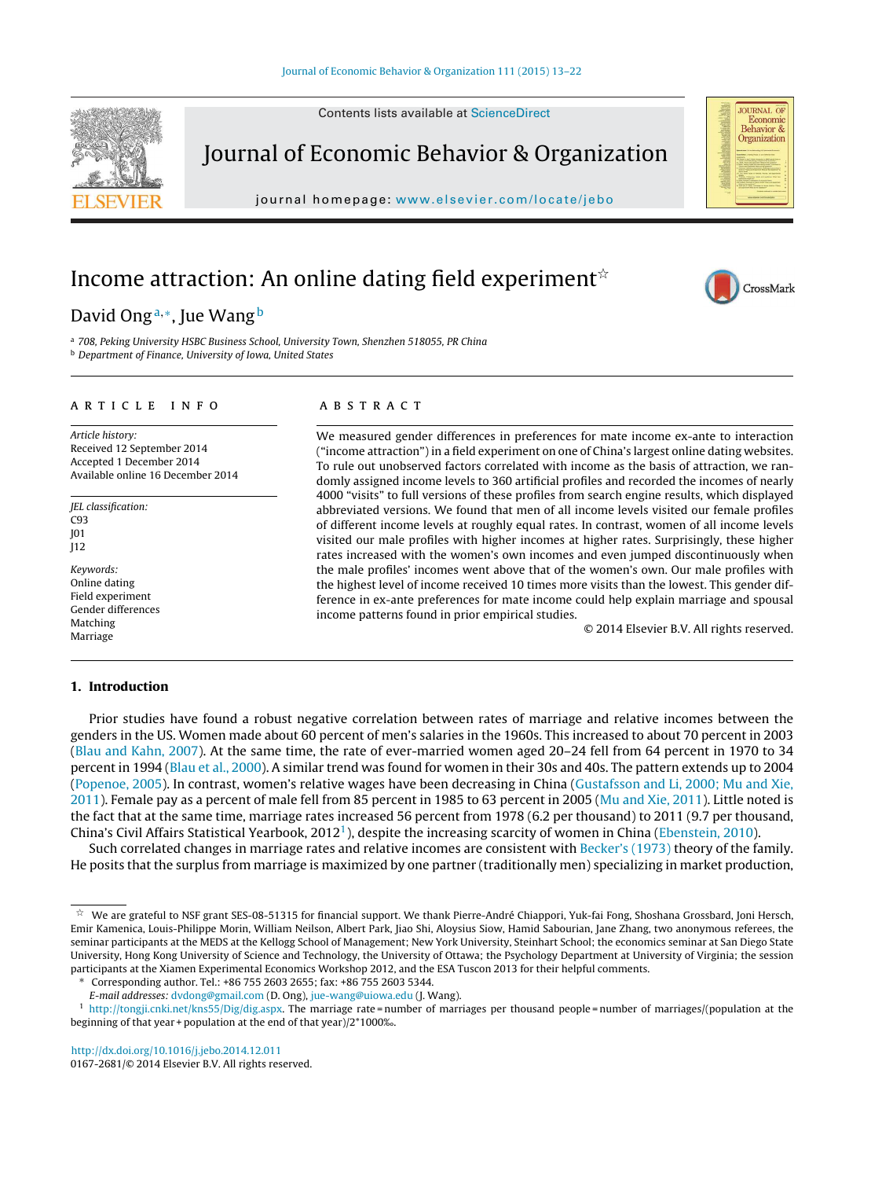# Income attraction: An online dating field experiment[☆]

David Ong[a,*], Jue Wang[b]

[a] 708, Peking University HSBC Business School, University Town, Shenzhen 518055, PR China
[b] Department of Finance, University of Iowa, United States

## ARTICLE INFO

*Article history:*
Received 12 September 2014
Accepted 1 December 2014
Available online 16 December 2014

*JEL classification:*
C93
J01
J12

*Keywords:*
Online dating
Field experiment
Gender differences
Matching
Marriage

## ABSTRACT

We measured gender differences in preferences for mate income ex-ante to interaction ("income attraction") in a field experiment on one of China's largest online dating websites. To rule out unobserved factors correlated with income as the basis of attraction, we randomly assigned income levels to 360 artificial profiles and recorded the incomes of nearly 4000 "visits" to full versions of these profiles from search engine results, which displayed abbreviated versions. We found that men of all income levels visited our female profiles of different income levels at roughly equal rates. In contrast, women of all income levels visited our male profiles with higher incomes at higher rates. Surprisingly, these higher rates increased with the women's own incomes and even jumped discontinuously when the male profiles' incomes went above that of the women's own. Our male profiles with the highest level of income received 10 times more visits than the lowest. This gender difference in ex-ante preferences for mate income could help explain marriage and spousal income patterns found in prior empirical studies.

© 2014 Elsevier B.V. All rights reserved.

## 1. Introduction

Prior studies have found a robust negative correlation between rates of marriage and relative incomes between the genders in the US. Women made about 60 percent of men's salaries in the 1960s. This increased to about 70 percent in 2003 (Blau and Kahn, 2007). At the same time, the rate of ever-married women aged 20–24 fell from 64 percent in 1970 to 34 percent in 1994 (Blau et al., 2000). A similar trend was found for women in their 30s and 40s. The pattern extends up to 2004 (Popenoe, 2005). In contrast, women's relative wages have been decreasing in China (Gustafsson and Li, 2000; Mu and Xie, 2011). Female pay as a percent of male fell from 85 percent in 1985 to 63 percent in 2005 (Mu and Xie, 2011). Little noted is the fact that at the same time, marriage rates increased 56 percent from 1978 (6.2 per thousand) to 2011 (9.7 per thousand, China's Civil Affairs Statistical Yearbook, 2012[1]), despite the increasing scarcity of women in China (Ebenstein, 2010).

Such correlated changes in marriage rates and relative incomes are consistent with Becker's (1973) theory of the family. He posits that the surplus from marriage is maximized by one partner (traditionally men) specializing in market production,

---

[☆] We are grateful to NSF grant SES-08-51315 for financial support. We thank Pierre-André Chiappori, Yuk-fai Fong, Shoshana Grossbard, Joni Hersch, Emir Kamenica, Louis-Philippe Morin, William Neilson, Albert Park, Jiao Shi, Aloysius Siow, Hamid Sabourian, Jane Zhang, two anonymous referees, the seminar participants at the MEDS at the Kellogg School of Management; New York University, Steinhart School; the economics seminar at San Diego State University, Hong Kong University of Science and Technology, the University of Ottawa; the Psychology Department at University of Virginia; the session participants at the Xiamen Experimental Economics Workshop 2012, and the ESA Tuscon 2013 for their helpful comments.

\* Corresponding author. Tel.: +86 755 2603 2655; fax: +86 755 2603 5344.

*E-mail addresses:* dvdong@gmail.com (D. Ong), jue-wang@uiowa.edu (J. Wang).

[1] http://tongji.cnki.net/kns55/Dig/dig.aspx. The marriage rate = number of marriages per thousand people = number of marriages/(population at the beginning of that year + population at the end of that year)/2*1000‰.

http://dx.doi.org/10.1016/j.jebo.2014.12.011
0167-2681/© 2014 Elsevier B.V. All rights reserved.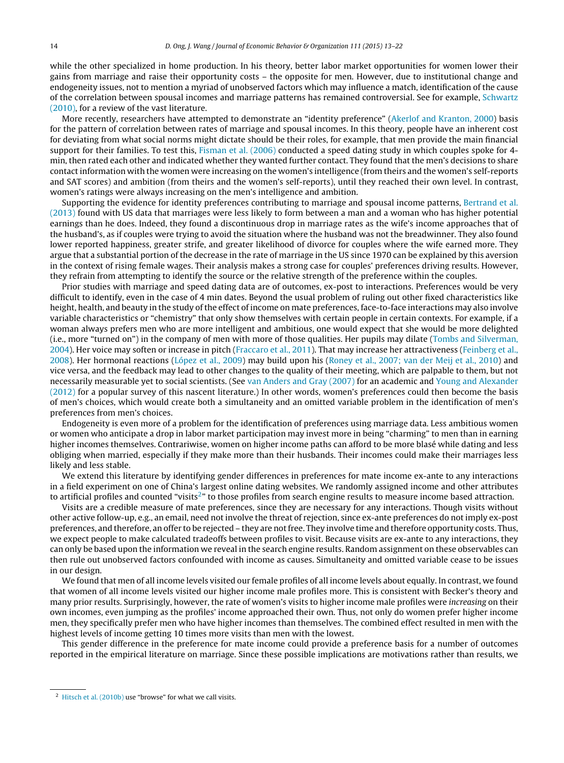while the other specialized in home production. In his theory, better labor market opportunities for women lower their gains from marriage and raise their opportunity costs – the opposite for men. However, due to institutional change and endogeneity issues, not to mention a myriad of unobserved factors which may influence a match, identification of the cause of the correlation between spousal incomes and marriage patterns has remained controversial. See for example, Schwartz (2010), for a review of the vast literature.

More recently, researchers have attempted to demonstrate an "identity preference" (Akerlof and Kranton, 2000) basis for the pattern of correlation between rates of marriage and spousal incomes. In this theory, people have an inherent cost for deviating from what social norms might dictate should be their roles, for example, that men provide the main financial support for their families. To test this, Fisman et al. (2006) conducted a speed dating study in which couples spoke for 4-min, then rated each other and indicated whether they wanted further contact. They found that the men's decisions to share contact information with the women were increasing on the women's intelligence (from theirs and the women's self-reports and SAT scores) and ambition (from theirs and the women's self-reports), until they reached their own level. In contrast, women's ratings were always increasing on the men's intelligence and ambition.

Supporting the evidence for identity preferences contributing to marriage and spousal income patterns, Bertrand et al. (2013) found with US data that marriages were less likely to form between a man and a woman who has higher potential earnings than he does. Indeed, they found a discontinuous drop in marriage rates as the wife's income approaches that of the husband's, as if couples were trying to avoid the situation where the husband was not the breadwinner. They also found lower reported happiness, greater strife, and greater likelihood of divorce for couples where the wife earned more. They argue that a substantial portion of the decrease in the rate of marriage in the US since 1970 can be explained by this aversion in the context of rising female wages. Their analysis makes a strong case for couples' preferences driving results. However, they refrain from attempting to identify the source or the relative strength of the preference within the couples.

Prior studies with marriage and speed dating data are of outcomes, ex-post to interactions. Preferences would be very difficult to identify, even in the case of 4 min dates. Beyond the usual problem of ruling out other fixed characteristics like height, health, and beauty in the study of the effect of income on mate preferences, face-to-face interactions may also involve variable characteristics or "chemistry" that only show themselves with certain people in certain contexts. For example, if a woman always prefers men who are more intelligent and ambitious, one would expect that she would be more delighted (i.e., more "turned on") in the company of men with more of those qualities. Her pupils may dilate (Tombs and Silverman, 2004). Her voice may soften or increase in pitch (Fraccaro et al., 2011). That may increase her attractiveness (Feinberg et al., 2008). Her hormonal reactions (López et al., 2009) may build upon his (Roney et al., 2007; van der Meij et al., 2010) and vice versa, and the feedback may lead to other changes to the quality of their meeting, which are palpable to them, but not necessarily measurable yet to social scientists. (See van Anders and Gray (2007) for an academic and Young and Alexander (2012) for a popular survey of this nascent literature.) In other words, women's preferences could then become the basis of men's choices, which would create both a simultaneity and an omitted variable problem in the identification of men's preferences from men's choices.

Endogeneity is even more of a problem for the identification of preferences using marriage data. Less ambitious women or women who anticipate a drop in labor market participation may invest more in being "charming" to men than in earning higher incomes themselves. Contrariwise, women on higher income paths can afford to be more blasé while dating and less obliging when married, especially if they make more than their husbands. Their incomes could make their marriages less likely and less stable.

We extend this literature by identifying gender differences in preferences for mate income ex-ante to any interactions in a field experiment on one of China's largest online dating websites. We randomly assigned income and other attributes to artificial profiles and counted "visits[2]" to those profiles from search engine results to measure income based attraction.

Visits are a credible measure of mate preferences, since they are necessary for any interactions. Though visits without other active follow-up, e.g., an email, need not involve the threat of rejection, since ex-ante preferences do not imply ex-post preferences, and therefore, an offer to be rejected – they are not free. They involve time and therefore opportunity costs. Thus, we expect people to make calculated tradeoffs between profiles to visit. Because visits are ex-ante to any interactions, they can only be based upon the information we reveal in the search engine results. Random assignment on these observables can then rule out unobserved factors confounded with income as causes. Simultaneity and omitted variable cease to be issues in our design.

We found that men of all income levels visited our female profiles of all income levels about equally. In contrast, we found that women of all income levels visited our higher income male profiles more. This is consistent with Becker's theory and many prior results. Surprisingly, however, the rate of women's visits to higher income male profiles were *increasing* on their own incomes, even jumping as the profiles' income approached their own. Thus, not only do women prefer higher income men, they specifically prefer men who have higher incomes than themselves. The combined effect resulted in men with the highest levels of income getting 10 times more visits than men with the lowest.

This gender difference in the preference for mate income could provide a preference basis for a number of outcomes reported in the empirical literature on marriage. Since these possible implications are motivations rather than results, we

[2] Hitsch et al. (2010b) use "browse" for what we call visits.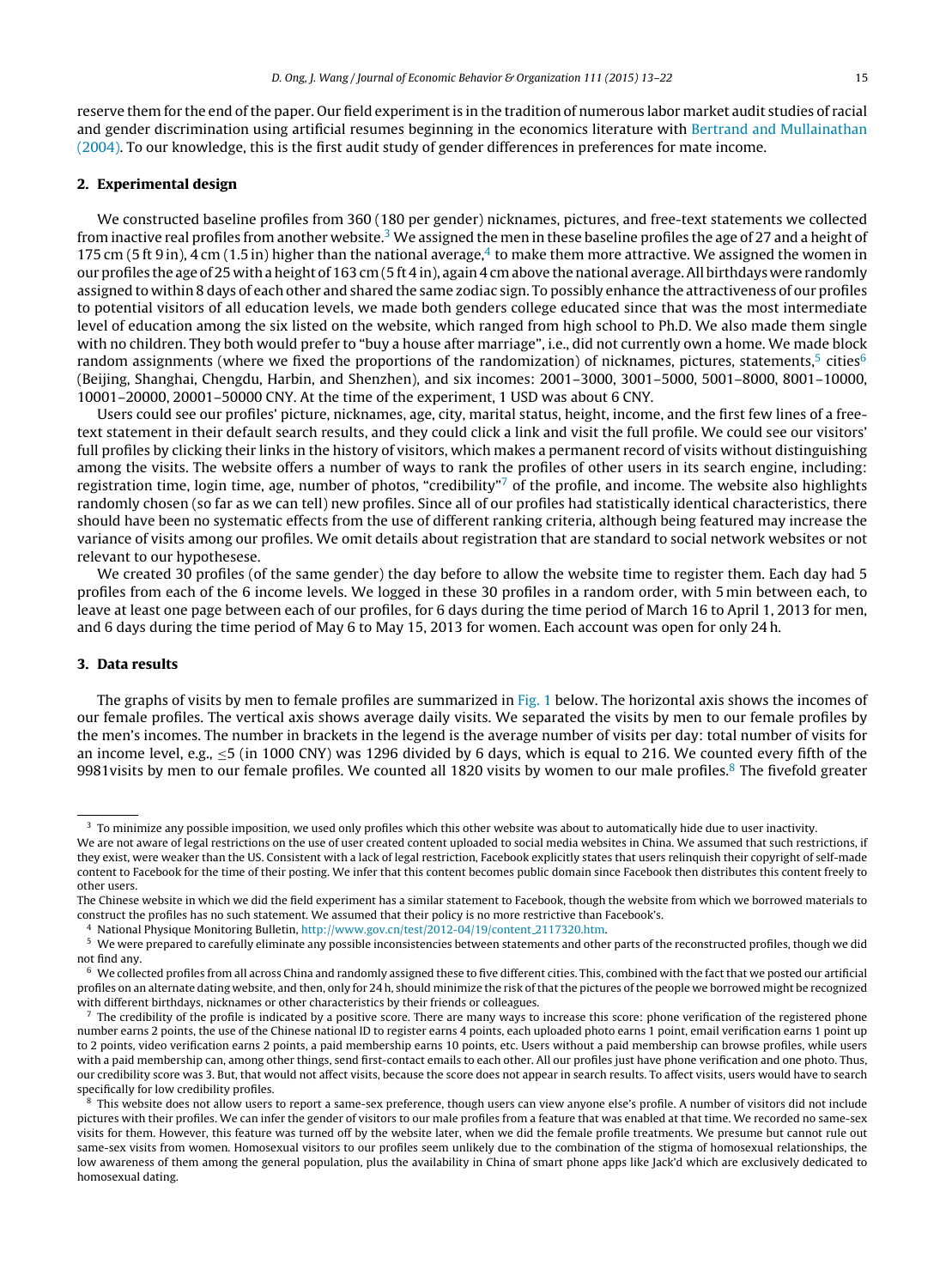reserve them for the end of the paper. Our field experiment is in the tradition of numerous labor market audit studies of racial and gender discrimination using artificial resumes beginning in the economics literature with Bertrand and Mullainathan (2004). To our knowledge, this is the first audit study of gender differences in preferences for mate income.

## 2. Experimental design

We constructed baseline profiles from 360 (180 per gender) nicknames, pictures, and free-text statements we collected from inactive real profiles from another website.[3] We assigned the men in these baseline profiles the age of 27 and a height of 175 cm (5 ft 9 in), 4 cm (1.5 in) higher than the national average,[4] to make them more attractive. We assigned the women in our profiles the age of 25 with a height of 163 cm (5 ft 4 in), again 4 cm above the national average. All birthdays were randomly assigned to within 8 days of each other and shared the same zodiac sign. To possibly enhance the attractiveness of our profiles to potential visitors of all education levels, we made both genders college educated since that was the most intermediate level of education among the six listed on the website, which ranged from high school to Ph.D. We also made them single with no children. They both would prefer to "buy a house after marriage", i.e., did not currently own a home. We made block random assignments (where we fixed the proportions of the randomization) of nicknames, pictures, statements,[5] cities[6] (Beijing, Shanghai, Chengdu, Harbin, and Shenzhen), and six incomes: 2001–3000, 3001–5000, 5001–8000, 8001–10000, 10001–20000, 20001–50000 CNY. At the time of the experiment, 1 USD was about 6 CNY.

Users could see our profiles' picture, nicknames, age, city, marital status, height, income, and the first few lines of a free-text statement in their default search results, and they could click a link and visit the full profile. We could see our visitors' full profiles by clicking their links in the history of visitors, which makes a permanent record of visits without distinguishing among the visits. The website offers a number of ways to rank the profiles of other users in its search engine, including: registration time, login time, age, number of photos, "credibility"[7] of the profile, and income. The website also highlights randomly chosen (so far as we can tell) new profiles. Since all of our profiles had statistically identical characteristics, there should have been no systematic effects from the use of different ranking criteria, although being featured may increase the variance of visits among our profiles. We omit details about registration that are standard to social network websites or not relevant to our hypotheses.

We created 30 profiles (of the same gender) the day before to allow the website time to register them. Each day had 5 profiles from each of the 6 income levels. We logged in these 30 profiles in a random order, with 5 min between each, to leave at least one page between each of our profiles, for 6 days during the time period of March 16 to April 1, 2013 for men, and 6 days during the time period of May 6 to May 15, 2013 for women. Each account was open for only 24 h.

## 3. Data results

The graphs of visits by men to female profiles are summarized in Fig. 1 below. The horizontal axis shows the incomes of our female profiles. The vertical axis shows average daily visits. We separated the visits by men to our female profiles by the men's incomes. The number in brackets in the legend is the average number of visits per day: total number of visits for an income level, e.g., $\leq$5 (in 1000 CNY) was 1296 divided by 6 days, which is equal to 216. We counted every fifth of the 9981visits by men to our female profiles. We counted all 1820 visits by women to our male profiles.[8] The fivefold greater

---

[3] To minimize any possible imposition, we used only profiles which this other website was about to automatically hide due to user inactivity.
We are not aware of legal restrictions on the use of user created content uploaded to social media websites in China. We assumed that such restrictions, if they exist, were weaker than the US. Consistent with a lack of legal restriction, Facebook explicitly states that users relinquish their copyright of self-made content to Facebook for the time of their posting. We infer that this content becomes public domain since Facebook then distributes this content freely to other users.
The Chinese website in which we did the field experiment has a similar statement to Facebook, though the website from which we borrowed materials to construct the profiles has no such statement. We assumed that their policy is no more restrictive than Facebook's.

[4] National Physique Monitoring Bulletin, http://www.gov.cn/test/2012-04/19/content_2117320.htm.

[5] We were prepared to carefully eliminate any possible inconsistencies between statements and other parts of the reconstructed profiles, though we did not find any.

[6] We collected profiles from all across China and randomly assigned these to five different cities. This, combined with the fact that we posted our artificial profiles on an alternate dating website, and then, only for 24 h, should minimize the risk of that the pictures of the people we borrowed might be recognized with different birthdays, nicknames or other characteristics by their friends or colleagues.

[7] The credibility of the profile is indicated by a positive score. There are many ways to increase this score: phone verification of the registered phone number earns 2 points, the use of the Chinese national ID to register earns 4 points, each uploaded photo earns 1 point, email verification earns 1 point up to 2 points, video verification earns 2 points, a paid membership earns 10 points, etc. Users without a paid membership can browse profiles, while users with a paid membership can, among other things, send first-contact emails to each other. All our profiles just have phone verification and one photo. Thus, our credibility score was 3. But, that would not affect visits, because the score does not appear in search results. To affect visits, users would have to search specifically for low credibility profiles.

[8] This website does not allow users to report a same-sex preference, though users can view anyone else's profile. A number of visitors did not include pictures with their profiles. We can infer the gender of visitors to our male profiles from a feature that was enabled at that time. We recorded no same-sex visits for them. However, this feature was turned off by the website later, when we did the female profile treatments. We presume but cannot rule out same-sex visits from women. Homosexual visitors to our profiles seem unlikely due to the combination of the stigma of homosexual relationships, the low awareness of them among the general population, plus the availability in China of smart phone apps like Jack'd which are exclusively dedicated to homosexual dating.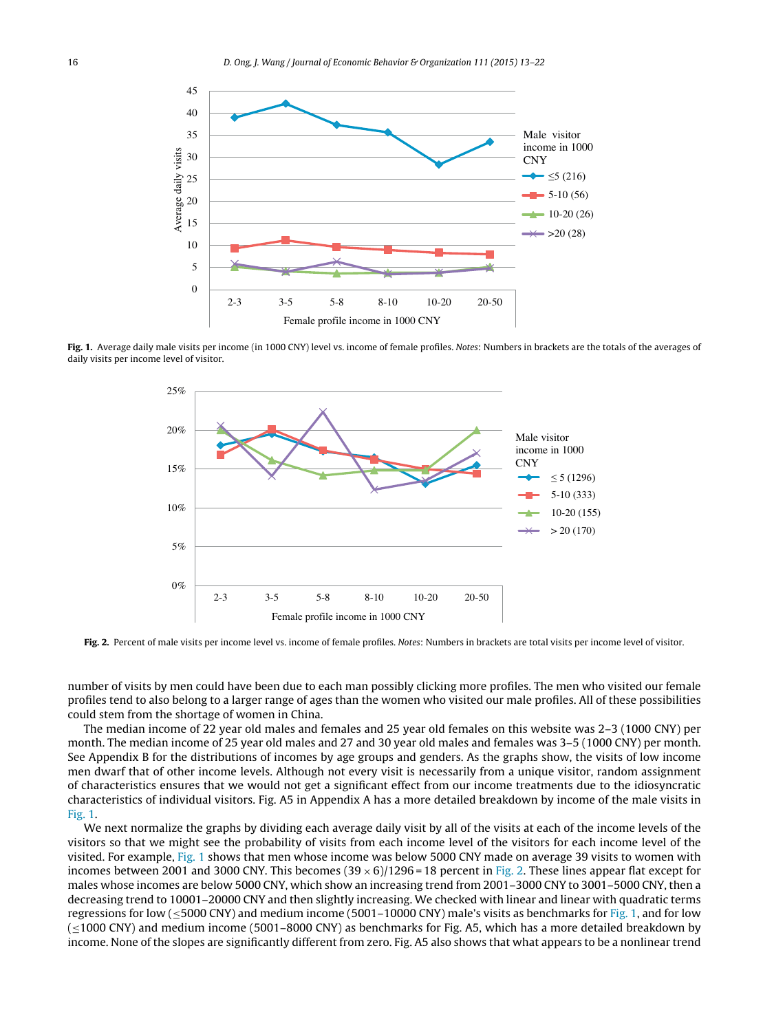**Fig. 1.** Average daily male visits per income (in 1000 CNY) level vs. income of female profiles. *Notes*: Numbers in brackets are the totals of the averages of daily visits per income level of visitor.

**Fig. 2.** Percent of male visits per income level vs. income of female profiles. *Notes*: Numbers in brackets are total visits per income level of visitor.

number of visits by men could have been due to each man possibly clicking more profiles. The men who visited our female profiles tend to also belong to a larger range of ages than the women who visited our male profiles. All of these possibilities could stem from the shortage of women in China.

The median income of 22 year old males and females and 25 year old females on this website was 2–3 (1000 CNY) per month. The median income of 25 year old males and 27 and 30 year old males and females was 3–5 (1000 CNY) per month. See Appendix B for the distributions of incomes by age groups and genders. As the graphs show, the visits of low income men dwarf that of other income levels. Although not every visit is necessarily from a unique visitor, random assignment of characteristics ensures that we would not get a significant effect from our income treatments due to the idiosyncratic characteristics of individual visitors. Fig. A5 in Appendix A has a more detailed breakdown by income of the male visits in Fig. 1.

We next normalize the graphs by dividing each average daily visit by all of the visits at each of the income levels of the visitors so that we might see the probability of visits from each income level of the visitors for each income level of the visited. For example, Fig. 1 shows that men whose income was below 5000 CNY made on average 39 visits to women with incomes between 2001 and 3000 CNY. This becomes $(39 \times 6)/1296 = 18$ percent in Fig. 2. These lines appear flat except for males whose incomes are below 5000 CNY, which show an increasing trend from 2001–3000 CNY to 3001–5000 CNY, then a decreasing trend to 10001–20000 CNY and then slightly increasing. We checked with linear and linear with quadratic terms regressions for low (≤5000 CNY) and medium income (5001–10000 CNY) male's visits as benchmarks for Fig. 1, and for low (≤1000 CNY) and medium income (5001–8000 CNY) as benchmarks for Fig. A5, which has a more detailed breakdown by income. None of the slopes are significantly different from zero. Fig. A5 also shows that what appears to be a nonlinear trend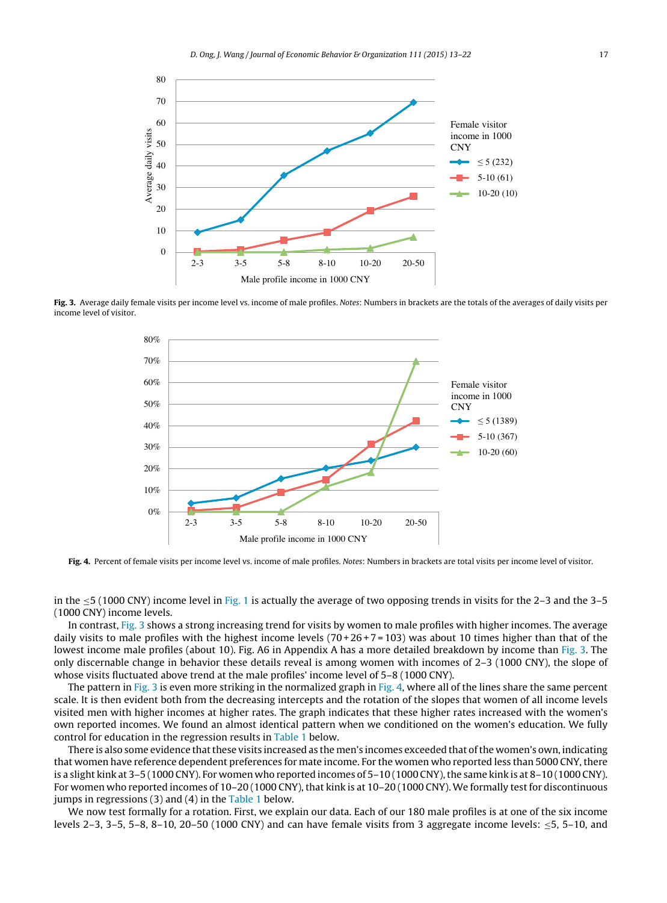Fig. 3. Average daily female visits per income level vs. income of male profiles. *Notes*: Numbers in brackets are the totals of the averages of daily visits per income level of visitor.

Fig. 4. Percent of female visits per income level vs. income of male profiles. *Notes*: Numbers in brackets are total visits per income level of visitor.

in the ≤5 (1000 CNY) income level in Fig. 1 is actually the average of two opposing trends in visits for the 2–3 and the 3–5 (1000 CNY) income levels.

In contrast, Fig. 3 shows a strong increasing trend for visits by women to male profiles with higher incomes. The average daily visits to male profiles with the highest income levels (70 + 26 + 7 = 103) was about 10 times higher than that of the lowest income male profiles (about 10). Fig. A6 in Appendix A has a more detailed breakdown by income than Fig. 3. The only discernable change in behavior these details reveal is among women with incomes of 2–3 (1000 CNY), the slope of whose visits fluctuated above trend at the male profiles' income level of 5–8 (1000 CNY).

The pattern in Fig. 3 is even more striking in the normalized graph in Fig. 4, where all of the lines share the same percent scale. It is then evident both from the decreasing intercepts and the rotation of the slopes that women of all income levels visited men with higher incomes at higher rates. The graph indicates that these higher rates increased with the women's own reported incomes. We found an almost identical pattern when we conditioned on the women's education. We fully control for education in the regression results in Table 1 below.

There is also some evidence that these visits increased as the men's incomes exceeded that of the women's own, indicating that women have reference dependent preferences for mate income. For the women who reported less than 5000 CNY, there is a slight kink at 3–5 (1000 CNY). For women who reported incomes of 5–10 (1000 CNY), the same kink is at 8–10 (1000 CNY). For women who reported incomes of 10–20 (1000 CNY), that kink is at 10–20 (1000 CNY). We formally test for discontinuous jumps in regressions (3) and (4) in the Table 1 below.

We now test formally for a rotation. First, we explain our data. Each of our 180 male profiles is at one of the six income levels 2–3, 3–5, 5–8, 8–10, 20–50 (1000 CNY) and can have female visits from 3 aggregate income levels: ≤5, 5–10, and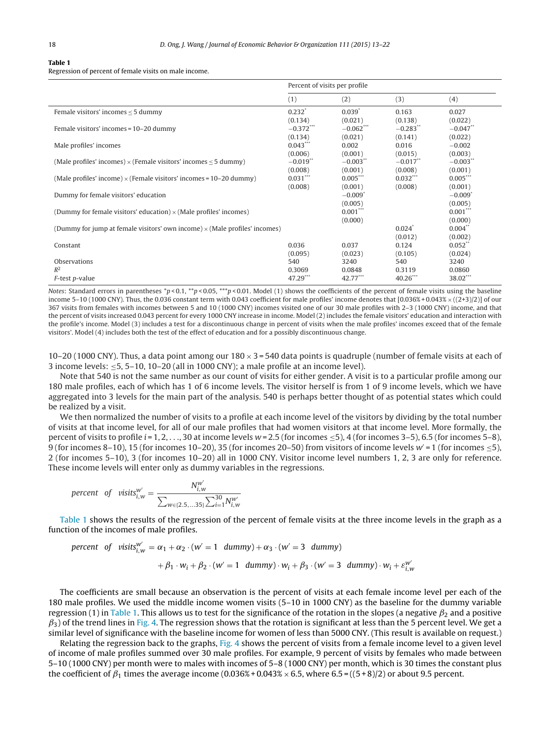**Table 1**
Regression of percent of female visits on male income.

| | Percent of visits per profile | | | |
|---|---|---|---|---|
| | (1) | (2) | (3) | (4) |
| Female visitors' incomes ≤ 5 dummy | 0.232* | 0.039* | 0.163 | 0.027 |
| | (0.134) | (0.021) | (0.138) | (0.022) |
| Female visitors' incomes = 10–20 dummy | −0.372*** | −0.062*** | −0.283** | −0.047** |
| | (0.134) | (0.021) | (0.141) | (0.022) |
| Male profiles' incomes | 0.043*** | 0.002 | 0.016 | −0.002 |
| | (0.006) | (0.001) | (0.015) | (0.003) |
| (Male profiles' incomes) × (Female visitors' incomes ≤ 5 dummy) | −0.019** | −0.003** | −0.017** | −0.003** |
| | (0.008) | (0.001) | (0.008) | (0.001) |
| (Male profiles' income) × (Female visitors' incomes = 10–20 dummy) | 0.031*** | 0.005*** | 0.032*** | 0.005*** |
| | (0.008) | (0.001) | (0.008) | (0.001) |
| Dummy for female visitors' education | | −0.009* | | −0.009* |
| | | (0.005) | | (0.005) |
| (Dummy for female visitors' education) × (Male profiles' incomes) | | 0.001*** | | 0.001*** |
| | | (0.000) | | (0.000) |
| (Dummy for jump at female visitors' own income) × (Male profiles' incomes) | | | 0.024* | 0.004** |
| | | | (0.012) | (0.002) |
| Constant | 0.036 | 0.037 | 0.124 | 0.052** |
| | (0.095) | (0.023) | (0.105) | (0.024) |
| Observations | 540 | 3240 | 540 | 3240 |
| $R^2$ | 0.3069 | 0.0848 | 0.3119 | 0.0860 |
| $F$-test $p$-value | 47.29*** | 42.77*** | 40.26*** | 38.02*** |

*Notes*: Standard errors in parentheses *$p<0.1$, **$p<0.05$, ***$p<0.01$. Model (1) shows the coefficients of the percent of female visits using the baseline income 5–10 (1000 CNY). Thus, the 0.036 constant term with 0.043 coefficient for male profiles' income denotes that [0.036% + 0.043% × ((2+3)/2)] of our 367 visits from females with incomes between 5 and 10 (1000 CNY) incomes visited one of our 30 male profiles with 2–3 (1000 CNY) income, and that the percent of visits increased 0.043 percent for every 1000 CNY increase in income. Model (2) includes the female visitors' education and interaction with the profile's income. Model (3) includes a test for a discontinuous change in percent of visits when the male profiles' incomes exceed that of the female visitors'. Model (4) includes both the test of the effect of education and for a possibly discontinuous change.

10–20 (1000 CNY). Thus, a data point among our 180 × 3 = 540 data points is quadruple (number of female visits at each of 3 income levels: ≤5, 5–10, 10–20 (all in 1000 CNY); a male profile at an income level).

Note that 540 is not the same number as our count of visits for either gender. A visit is to a particular profile among our 180 male profiles, each of which has 1 of 6 income levels. The visitor herself is from 1 of 9 income levels, which we have aggregated into 3 levels for the main part of the analysis. 540 is perhaps better thought of as potential states which could be realized by a visit.

We then normalized the number of visits to a profile at each income level of the visitors by dividing by the total number of visits at that income level, for all of our male profiles that had women visitors at that income level. More formally, the percent of visits to profile $i = 1, 2, \ldots, 30$ at income levels $w = 2.5$ (for incomes ≤5), 4 (for incomes 3–5), 6.5 (for incomes 5–8), 9 (for incomes 8–10), 15 (for incomes 10–20), 35 (for incomes 20–50) from visitors of income levels $w' = 1$ (for incomes ≤5), 2 (for incomes 5–10), 3 (for incomes 10–20) all in 1000 CNY. Visitor income level numbers 1, 2, 3 are only for reference. These income levels will enter only as dummy variables in the regressions.

$$percent \quad of \quad visits_{i,w}^{w'} = \frac{N_{i,w}^{w'}}{\sum_{w \in \{2.5, \ldots 35\}} \sum_{i=1}^{30} N_{i,w}^{w'}}$$

Table 1 shows the results of the regression of the percent of female visits at the three income levels in the graph as a function of the incomes of male profiles.

$$\begin{aligned} percent \quad of \quad visits_{i,w}^{w'} &= \alpha_1 + \alpha_2 \cdot (w' = 1 \quad dummy) + \alpha_3 \cdot (w' = 3 \quad dummy) \\ &\quad + \beta_1 \cdot w_i + \beta_2 \cdot (w' = 1 \quad dummy) \cdot w_i + \beta_3 \cdot (w' = 3 \quad dummy) \cdot w_i + \varepsilon_{i,w}^{w'} \end{aligned}$$

The coefficients are small because an observation is the percent of visits at each female income level per each of the 180 male profiles. We used the middle income women visits (5–10 in 1000 CNY) as the baseline for the dummy variable regression (1) in Table 1. This allows us to test for the significance of the rotation in the slopes (a negative $\beta_2$ and a positive $\beta_3$) of the trend lines in Fig. 4. The regression shows that the rotation is significant at less than the 5 percent level. We get a similar level of significance with the baseline income for women of less than 5000 CNY. (This result is available on request.)

Relating the regression back to the graphs, Fig. 4 shows the percent of visits from a female income level to a given level of income of male profiles summed over 30 male profiles. For example, 9 percent of visits by females who made between 5–10 (1000 CNY) per month were to males with incomes of 5–8 (1000 CNY) per month, which is 30 times the constant plus the coefficient of $\beta_1$ times the average income (0.036% + 0.043% × 6.5, where 6.5 = ((5 + 8)/2) or about 9.5 percent.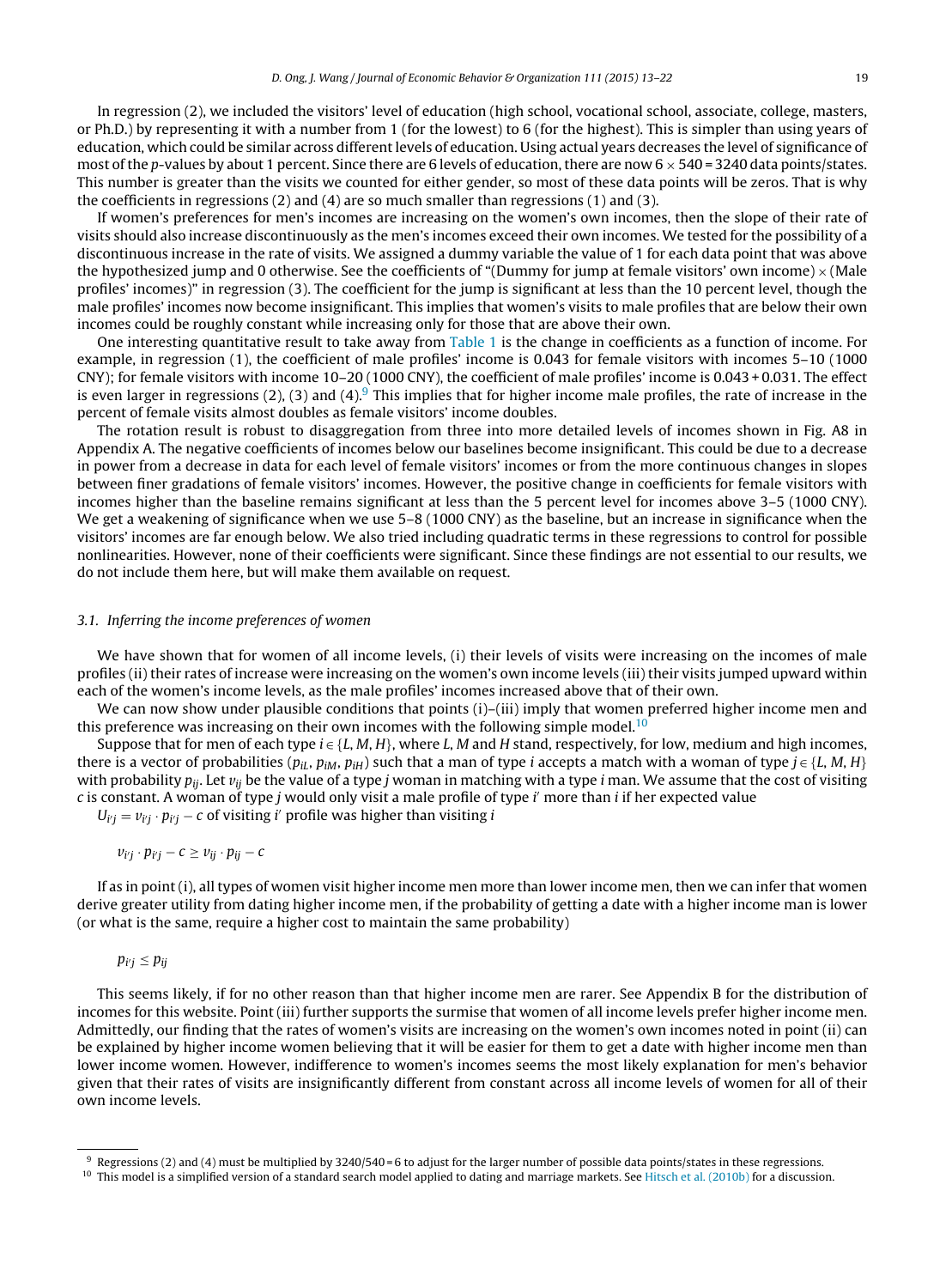In regression (2), we included the visitors' level of education (high school, vocational school, associate, college, masters, or Ph.D.) by representing it with a number from 1 (for the lowest) to 6 (for the highest). This is simpler than using years of education, which could be similar across different levels of education. Using actual years decreases the level of significance of most of the *p*-values by about 1 percent. Since there are 6 levels of education, there are now $6 \times 540 = 3240$ data points/states. This number is greater than the visits we counted for either gender, so most of these data points will be zeros. That is why the coefficients in regressions (2) and (4) are so much smaller than regressions (1) and (3).

If women's preferences for men's incomes are increasing on the women's own incomes, then the slope of their rate of visits should also increase discontinuously as the men's incomes exceed their own incomes. We tested for the possibility of a discontinuous increase in the rate of visits. We assigned a dummy variable the value of 1 for each data point that was above the hypothesized jump and 0 otherwise. See the coefficients of "(Dummy for jump at female visitors' own income) × (Male profiles' incomes)" in regression (3). The coefficient for the jump is significant at less than the 10 percent level, though the male profiles' incomes now become insignificant. This implies that women's visits to male profiles that are below their own incomes could be roughly constant while increasing only for those that are above their own.

One interesting quantitative result to take away from Table 1 is the change in coefficients as a function of income. For example, in regression (1), the coefficient of male profiles' income is 0.043 for female visitors with incomes 5–10 (1000 CNY); for female visitors with income 10–20 (1000 CNY), the coefficient of male profiles' income is 0.043 + 0.031. The effect is even larger in regressions (2), (3) and (4).[9] This implies that for higher income male profiles, the rate of increase in the percent of female visits almost doubles as female visitors' income doubles.

The rotation result is robust to disaggregation from three into more detailed levels of incomes shown in Fig. A8 in Appendix A. The negative coefficients of incomes below our baselines become insignificant. This could be due to a decrease in power from a decrease in data for each level of female visitors' incomes or from the more continuous changes in slopes between finer gradations of female visitors' incomes. However, the positive change in coefficients for female visitors with incomes higher than the baseline remains significant at less than the 5 percent level for incomes above 3–5 (1000 CNY). We get a weakening of significance when we use 5–8 (1000 CNY) as the baseline, but an increase in significance when the visitors' incomes are far enough below. We also tried including quadratic terms in these regressions to control for possible nonlinearities. However, none of their coefficients were significant. Since these findings are not essential to our results, we do not include them here, but will make them available on request.

### 3.1. Inferring the income preferences of women

We have shown that for women of all income levels, (i) their levels of visits were increasing on the incomes of male profiles (ii) their rates of increase were increasing on the women's own income levels (iii) their visits jumped upward within each of the women's income levels, as the male profiles' incomes increased above that of their own.

We can now show under plausible conditions that points (i)–(iii) imply that women preferred higher income men and this preference was increasing on their own incomes with the following simple model.[10]

Suppose that for men of each type $i \in \{L, M, H\}$, where $L$, $M$ and $H$ stand, respectively, for low, medium and high incomes, there is a vector of probabilities $(p_{iL}, p_{iM}, p_{iH})$ such that a man of type $i$ accepts a match with a woman of type $j \in \{L, M, H\}$ with probability $p_{ij}$. Let $v_{ij}$ be the value of a type $j$ woman in matching with a type $i$ man. We assume that the cost of visiting $c$ is constant. A woman of type $j$ would only visit a male profile of type $i'$ more than $i$ if her expected value

$U_{i'j} = v_{i'j} \cdot p_{i'j} - c$ of visiting $i'$ profile was higher than visiting $i$

$$v_{i'j} \cdot p_{i'j} - c \geq v_{ij} \cdot p_{ij} - c$$

If as in point (i), all types of women visit higher income men more than lower income men, then we can infer that women derive greater utility from dating higher income men, if the probability of getting a date with a higher income man is lower (or what is the same, require a higher cost to maintain the same probability)

$$p_{i'j} \leq p_{ij}$$

This seems likely, if for no other reason than that higher income men are rarer. See Appendix B for the distribution of incomes for this website. Point (iii) further supports the surmise that women of all income levels prefer higher income men. Admittedly, our finding that the rates of women's visits are increasing on the women's own incomes noted in point (ii) can be explained by higher income women believing that it will be easier for them to get a date with higher income men than lower income women. However, indifference to women's incomes seems the most likely explanation for men's behavior given that their rates of visits are insignificantly different from constant across all income levels of women for all of their own income levels.

---

[9] Regressions (2) and (4) must be multiplied by 3240/540 = 6 to adjust for the larger number of possible data points/states in these regressions.

[10] This model is a simplified version of a standard search model applied to dating and marriage markets. See Hitsch et al. (2010b) for a discussion.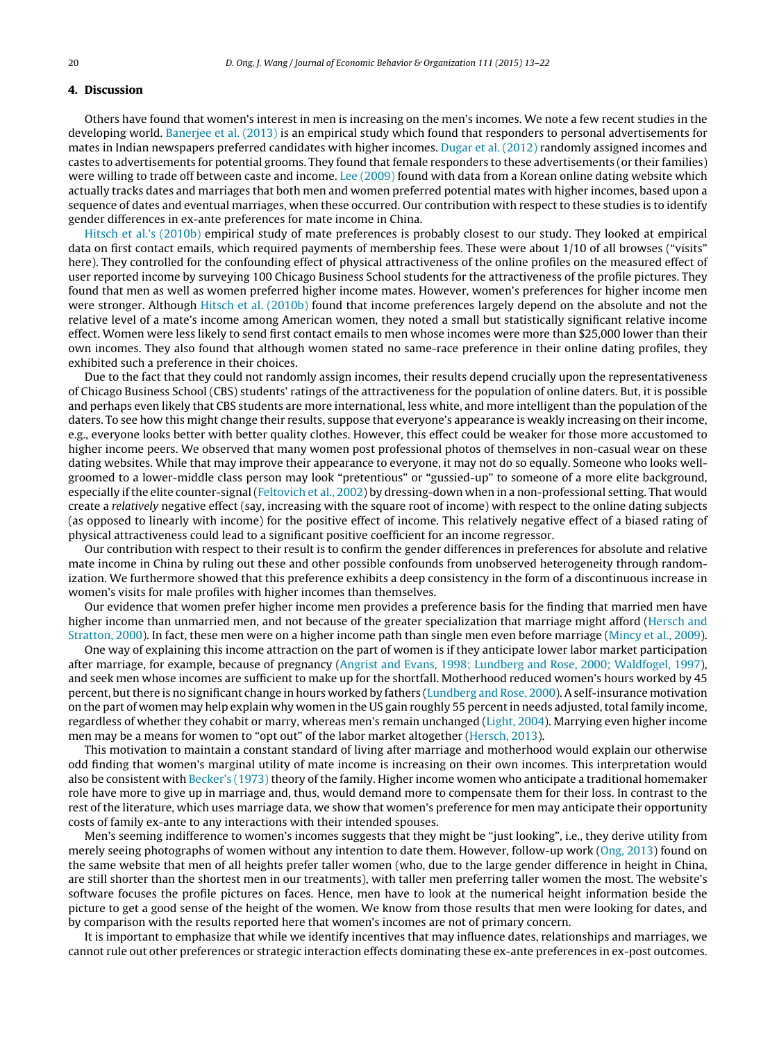## 4. Discussion

Others have found that women's interest in men is increasing on the men's incomes. We note a few recent studies in the developing world. Banerjee et al. (2013) is an empirical study which found that responders to personal advertisements for mates in Indian newspapers preferred candidates with higher incomes. Dugar et al. (2012) randomly assigned incomes and castes to advertisements for potential grooms. They found that female responders to these advertisements (or their families) were willing to trade off between caste and income. Lee (2009) found with data from a Korean online dating website which actually tracks dates and marriages that both men and women preferred potential mates with higher incomes, based upon a sequence of dates and eventual marriages, when these occurred. Our contribution with respect to these studies is to identify gender differences in ex-ante preferences for mate income in China.

Hitsch et al.'s (2010b) empirical study of mate preferences is probably closest to our study. They looked at empirical data on first contact emails, which required payments of membership fees. These were about 1/10 of all browses ("visits" here). They controlled for the confounding effect of physical attractiveness of the online profiles on the measured effect of user reported income by surveying 100 Chicago Business School students for the attractiveness of the profile pictures. They found that men as well as women preferred higher income mates. However, women's preferences for higher income men were stronger. Although Hitsch et al. (2010b) found that income preferences largely depend on the absolute and not the relative level of a mate's income among American women, they noted a small but statistically significant relative income effect. Women were less likely to send first contact emails to men whose incomes were more than $25,000 lower than their own incomes. They also found that although women stated no same-race preference in their online dating profiles, they exhibited such a preference in their choices.

Due to the fact that they could not randomly assign incomes, their results depend crucially upon the representativeness of Chicago Business School (CBS) students' ratings of the attractiveness for the population of online daters. But, it is possible and perhaps even likely that CBS students are more international, less white, and more intelligent than the population of the daters. To see how this might change their results, suppose that everyone's appearance is weakly increasing on their income, e.g., everyone looks better with better quality clothes. However, this effect could be weaker for those more accustomed to higher income peers. We observed that many women post professional photos of themselves in non-casual wear on these dating websites. While that may improve their appearance to everyone, it may not do so equally. Someone who looks well-groomed to a lower-middle class person may look "pretentious" or "gussied-up" to someone of a more elite background, especially if the elite counter-signal (Feltovich et al., 2002) by dressing-down when in a non-professional setting. That would create a *relatively* negative effect (say, increasing with the square root of income) with respect to the online dating subjects (as opposed to linearly with income) for the positive effect of income. This relatively negative effect of a biased rating of physical attractiveness could lead to a significant positive coefficient for an income regressor.

Our contribution with respect to their result is to confirm the gender differences in preferences for absolute and relative mate income in China by ruling out these and other possible confounds from unobserved heterogeneity through randomization. We furthermore showed that this preference exhibits a deep consistency in the form of a discontinuous increase in women's visits for male profiles with higher incomes than themselves.

Our evidence that women prefer higher income men provides a preference basis for the finding that married men have higher income than unmarried men, and not because of the greater specialization that marriage might afford (Hersch and Stratton, 2000). In fact, these men were on a higher income path than single men even before marriage (Mincy et al., 2009).

One way of explaining this income attraction on the part of women is if they anticipate lower labor market participation after marriage, for example, because of pregnancy (Angrist and Evans, 1998; Lundberg and Rose, 2000; Waldfogel, 1997), and seek men whose incomes are sufficient to make up for the shortfall. Motherhood reduced women's hours worked by 45 percent, but there is no significant change in hours worked by fathers (Lundberg and Rose, 2000). A self-insurance motivation on the part of women may help explain why women in the US gain roughly 55 percent in needs adjusted, total family income, regardless of whether they cohabit or marry, whereas men's remain unchanged (Light, 2004). Marrying even higher income men may be a means for women to "opt out" of the labor market altogether (Hersch, 2013).

This motivation to maintain a constant standard of living after marriage and motherhood would explain our otherwise odd finding that women's marginal utility of mate income is increasing on their own incomes. This interpretation would also be consistent with Becker's (1973) theory of the family. Higher income women who anticipate a traditional homemaker role have more to give up in marriage and, thus, would demand more to compensate them for their loss. In contrast to the rest of the literature, which uses marriage data, we show that women's preference for men may anticipate their opportunity costs of family ex-ante to any interactions with their intended spouses.

Men's seeming indifference to women's incomes suggests that they might be "just looking", i.e., they derive utility from merely seeing photographs of women without any intention to date them. However, follow-up work (Ong, 2013) found on the same website that men of all heights prefer taller women (who, due to the large gender difference in height in China, are still shorter than the shortest men in our treatments), with taller men preferring taller women the most. The website's software focuses the profile pictures on faces. Hence, men have to look at the numerical height information beside the picture to get a good sense of the height of the women. We know from those results that men were looking for dates, and by comparison with the results reported here that women's incomes are not of primary concern.

It is important to emphasize that while we identify incentives that may influence dates, relationships and marriages, we cannot rule out other preferences or strategic interaction effects dominating these ex-ante preferences in ex-post outcomes.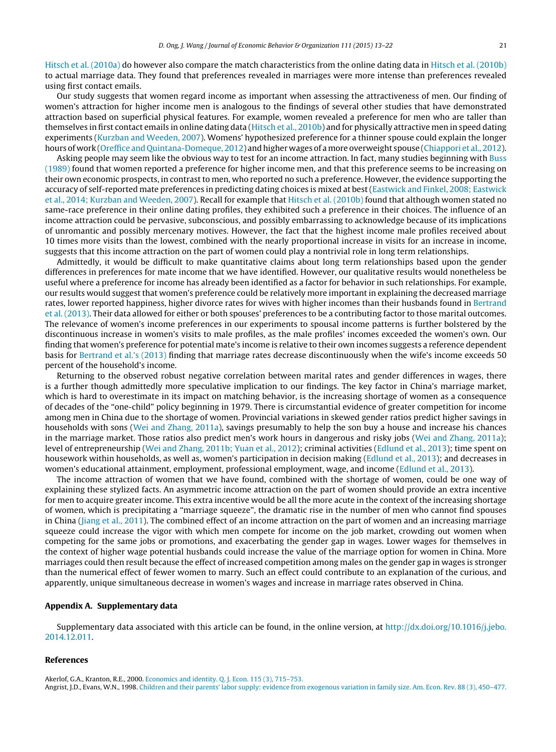Hitsch et al. (2010a) do however also compare the match characteristics from the online dating data in Hitsch et al. (2010b) to actual marriage data. They found that preferences revealed in marriages were more intense than preferences revealed using first contact emails.

Our study suggests that women regard income as important when assessing the attractiveness of men. Our finding of women's attraction for higher income men is analogous to the findings of several other studies that have demonstrated attraction based on superficial physical features. For example, women revealed a preference for men who are taller than themselves in first contact emails in online dating data (Hitsch et al., 2010b) and for physically attractive men in speed dating experiments (Kurzban and Weeden, 2007). Womens' hypothesized preference for a thinner spouse could explain the longer hours of work (Oreffice and Quintana-Domeque, 2012) and higher wages of a more overweight spouse (Chiappori et al., 2012).

Asking people may seem like the obvious way to test for an income attraction. In fact, many studies beginning with Buss (1989) found that women reported a preference for higher income men, and that this preference seems to be increasing on their own economic prospects, in contrast to men, who reported no such a preference. However, the evidence supporting the accuracy of self-reported mate preferences in predicting dating choices is mixed at best (Eastwick and Finkel, 2008; Eastwick et al., 2014; Kurzban and Weeden, 2007). Recall for example that Hitsch et al. (2010b) found that although women stated no same-race preference in their online dating profiles, they exhibited such a preference in their choices. The influence of an income attraction could be pervasive, subconscious, and possibly embarrassing to acknowledge because of its implications of unromantic and possibly mercenary motives. However, the fact that the highest income male profiles received about 10 times more visits than the lowest, combined with the nearly proportional increase in visits for an increase in income, suggests that this income attraction on the part of women could play a nontrivial role in long term relationships.

Admittedly, it would be difficult to make quantitative claims about long term relationships based upon the gender differences in preferences for mate income that we have identified. However, our qualitative results would nonetheless be useful where a preference for income has already been identified as a factor for behavior in such relationships. For example, our results would suggest that women's preference could be relatively more important in explaining the decreased marriage rates, lower reported happiness, higher divorce rates for wives with higher incomes than their husbands found in Bertrand et al. (2013). Their data allowed for either or both spouses' preferences to be a contributing factor to those marital outcomes. The relevance of women's income preferences in our experiments to spousal income patterns is further bolstered by the discontinuous increase in women's visits to male profiles, as the male profiles' incomes exceeded the women's own. Our finding that women's preference for potential mate's income is relative to their own incomes suggests a reference dependent basis for Bertrand et al.'s (2013) finding that marriage rates decrease discontinuously when the wife's income exceeds 50 percent of the household's income.

Returning to the observed robust negative correlation between marital rates and gender differences in wages, there is a further though admittedly more speculative implication to our findings. The key factor in China's marriage market, which is hard to overestimate in its impact on matching behavior, is the increasing shortage of women as a consequence of decades of the "one-child" policy beginning in 1979. There is circumstantial evidence of greater competition for income among men in China due to the shortage of women. Provincial variations in skewed gender ratios predict higher savings in households with sons (Wei and Zhang, 2011a), savings presumably to help the son buy a house and increase his chances in the marriage market. Those ratios also predict men's work hours in dangerous and risky jobs (Wei and Zhang, 2011a); level of entrepreneurship (Wei and Zhang, 2011b; Yuan et al., 2012); criminal activities (Edlund et al., 2013); time spent on housework within households, as well as, women's participation in decision making (Edlund et al., 2013); and decreases in women's educational attainment, employment, professional employment, wage, and income (Edlund et al., 2013).

The income attraction of women that we have found, combined with the shortage of women, could be one way of explaining these stylized facts. An asymmetric income attraction on the part of women should provide an extra incentive for men to acquire greater income. This extra incentive would be all the more acute in the context of the increasing shortage of women, which is precipitating a "marriage squeeze", the dramatic rise in the number of men who cannot find spouses in China (Jiang et al., 2011). The combined effect of an income attraction on the part of women and an increasing marriage squeeze could increase the vigor with which men compete for income on the job market, crowding out women when competing for the same jobs or promotions, and exacerbating the gender gap in wages. Lower wages for themselves in the context of higher wage potential husbands could increase the value of the marriage option for women in China. More marriages could then result because the effect of increased competition among males on the gender gap in wages is stronger than the numerical effect of fewer women to marry. Such an effect could contribute to an explanation of the curious, and apparently, unique simultaneous decrease in women's wages and increase in marriage rates observed in China.

## Appendix A. Supplementary data

Supplementary data associated with this article can be found, in the online version, at http://dx.doi.org/10.1016/j.jebo.2014.12.011.

## References

Akerlof, G.A., Kranton, R.E., 2000. Economics and identity. Q. J. Econ. 115 (3), 715–753.

Angrist, J.D., Evans, W.N., 1998. Children and their parents' labor supply: evidence from exogenous variation in family size. Am. Econ. Rev. 88 (3), 450–477.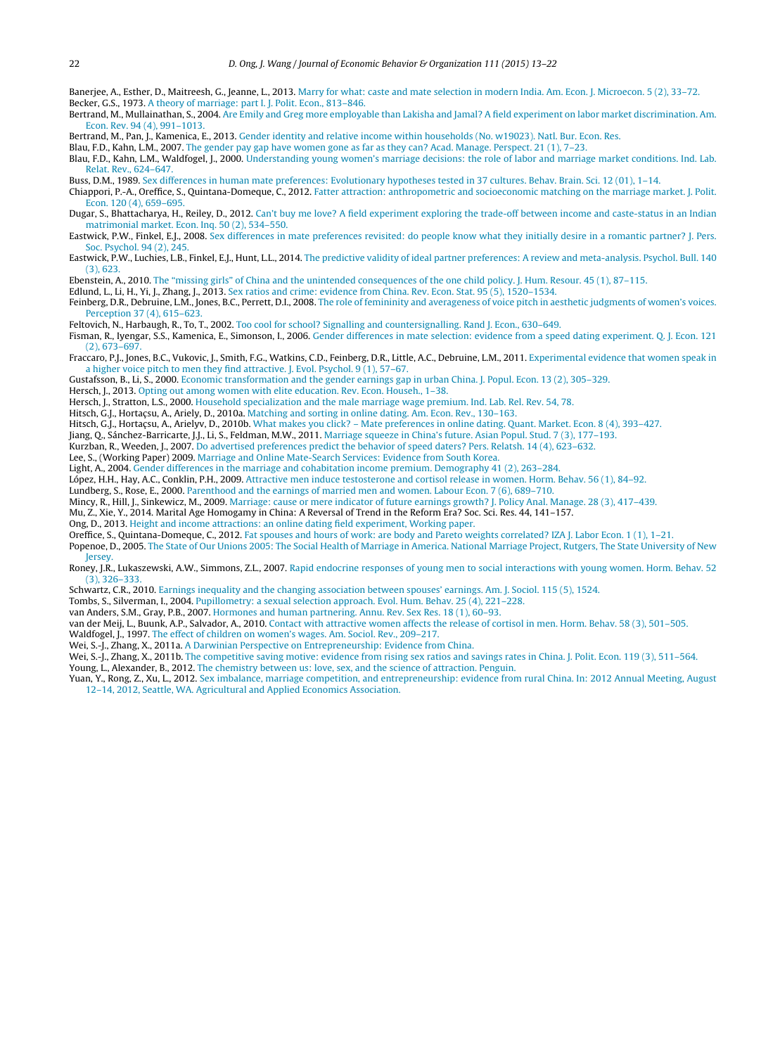Banerjee, A., Esther, D., Maitreesh, G., Jeanne, L., 2013. Marry for what: caste and mate selection in modern India. Am. Econ. J. Microecon. 5 (2), 33–72.

Becker, G.S., 1973. A theory of marriage: part I. J. Polit. Econ., 813–846.

Bertrand, M., Mullainathan, S., 2004. Are Emily and Greg more employable than Lakisha and Jamal? A field experiment on labor market discrimination. Am. Econ. Rev. 94 (4), 991–1013.

Bertrand, M., Pan, J., Kamenica, E., 2013. Gender identity and relative income within households (No. w19023). Natl. Bur. Econ. Res.

Blau, F.D., Kahn, L.M., 2007. The gender pay gap have women gone as far as they can? Acad. Manage. Perspect. 21 (1), 7–23.

Blau, F.D., Kahn, L.M., Waldfogel, J., 2000. Understanding young women's marriage decisions: the role of labor and marriage market conditions. Ind. Lab. Relat. Rev., 624–647.

Buss, D.M., 1989. Sex differences in human mate preferences: Evolutionary hypotheses tested in 37 cultures. Behav. Brain. Sci. 12 (01), 1–14.

Chiappori, P.-A., Oreffice, S., Quintana-Domeque, C., 2012. Fatter attraction: anthropometric and socioeconomic matching on the marriage market. J. Polit. Econ. 120 (4), 659–695.

Dugar, S., Bhattacharya, H., Reiley, D., 2012. Can't buy me love? A field experiment exploring the trade-off between income and caste-status in an Indian matrimonial market. Econ. Inq. 50 (2), 534–550.

Eastwick, P.W., Finkel, E.J., 2008. Sex differences in mate preferences revisited: do people know what they initially desire in a romantic partner? J. Pers. Soc. Psychol. 94 (2), 245.

Eastwick, P.W., Luchies, L.B., Finkel, E.J., Hunt, L.L., 2014. The predictive validity of ideal partner preferences: A review and meta-analysis. Psychol. Bull. 140 (3), 623.

Ebenstein, A., 2010. The "missing girls" of China and the unintended consequences of the one child policy. J. Hum. Resour. 45 (1), 87–115.

Edlund, L., Li, H., Yi, J., Zhang, J., 2013. Sex ratios and crime: evidence from China. Rev. Econ. Stat. 95 (5), 1520–1534.

Feinberg, D.R., Debruine, L.M., Jones, B.C., Perrett, D.I., 2008. The role of femininity and averageness of voice pitch in aesthetic judgments of women's voices. Perception 37 (4), 615–623.

Feltovich, N., Harbaugh, R., To, T., 2002. Too cool for school? Signalling and countersignalling. Rand J. Econ., 630–649.

Fisman, R., Iyengar, S.S., Kamenica, E., Simonson, I., 2006. Gender differences in mate selection: evidence from a speed dating experiment. Q. J. Econ. 121 (2), 673–697.

Fraccaro, P.J., Jones, B.C., Vukovic, J., Smith, F.G., Watkins, C.D., Feinberg, D.R., Little, A.C., Debruine, L.M., 2011. Experimental evidence that women speak in a higher voice pitch to men they find attractive. J. Evol. Psychol. 9 (1), 57–67.

Gustafsson, B., Li, S., 2000. Economic transformation and the gender earnings gap in urban China. J. Popul. Econ. 13 (2), 305–329.

Hersch, J., 2013. Opting out among women with elite education. Rev. Econ. Househ., 1–38.

Hersch, J., Stratton, L.S., 2000. Household specialization and the male marriage wage premium. Ind. Lab. Rel. Rev. 54, 78.

Hitsch, G.J., Hortaçsu, A., Ariely, D., 2010a. Matching and sorting in online dating. Am. Econ. Rev., 130–163.

Hitsch, G.J., Hortaçsu, A., Arielyv, D., 2010b. What makes you click? – Mate preferences in online dating. Quant. Market. Econ. 8 (4), 393–427.

Jiang, Q., Sánchez-Barricarte, J.J., Li, S., Feldman, M.W., 2011. Marriage squeeze in China's future. Asian Popul. Stud. 7 (3), 177–193.

Kurzban, R., Weeden, J., 2007. Do advertised preferences predict the behavior of speed daters? Pers. Relatsh. 14 (4), 623–632.

Lee, S., (Working Paper) 2009. Marriage and Online Mate-Search Services: Evidence from South Korea.

Light, A., 2004. Gender differences in the marriage and cohabitation income premium. Demography 41 (2), 263–284.

López, H.H., Hay, A.C., Conklin, P.H., 2009. Attractive men induce testosterone and cortisol release in women. Horm. Behav. 56 (1), 84–92.

Lundberg, S., Rose, E., 2000. Parenthood and the earnings of married men and women. Labour Econ. 7 (6), 689–710.

Mincy, R., Hill, J., Sinkewicz, M., 2009. Marriage: cause or mere indicator of future earnings growth? J. Policy Anal. Manage. 28 (3), 417–439.

Mu, Z., Xie, Y., 2014. Marital Age Homogamy in China: A Reversal of Trend in the Reform Era? Soc. Sci. Res. 44, 141–157.

Ong, D., 2013. Height and income attractions: an online dating field experiment, Working paper.

Oreffice, S., Quintana-Domeque, C., 2012. Fat spouses and hours of work: are body and Pareto weights correlated? IZA J. Labor Econ. 1 (1), 1–21.

Popenoe, D., 2005. The State of Our Unions 2005: The Social Health of Marriage in America. National Marriage Project, Rutgers, The State University of New Jersey.

Roney, J.R., Lukaszewski, A.W., Simmons, Z.L., 2007. Rapid endocrine responses of young men to social interactions with young women. Horm. Behav. 52 (3), 326–333.

Schwartz, C.R., 2010. Earnings inequality and the changing association between spouses' earnings. Am. J. Sociol. 115 (5), 1524.

Tombs, S., Silverman, I., 2004. Pupillometry: a sexual selection approach. Evol. Hum. Behav. 25 (4), 221–228.

van Anders, S.M., Gray, P.B., 2007. Hormones and human partnering. Annu. Rev. Sex Res. 18 (1), 60–93.

van der Meij, L., Buunk, A.P., Salvador, A., 2010. Contact with attractive women affects the release of cortisol in men. Horm. Behav. 58 (3), 501–505.

Waldfogel, J., 1997. The effect of children on women's wages. Am. Sociol. Rev., 209–217.

Wei, S.-J., Zhang, X., 2011a. A Darwinian Perspective on Entrepreneurship: Evidence from China.

Wei, S.-J., Zhang, X., 2011b. The competitive saving motive: evidence from rising sex ratios and savings rates in China. J. Polit. Econ. 119 (3), 511–564.

Young, L., Alexander, B., 2012. The chemistry between us: love, sex, and the science of attraction. Penguin.

Yuan, Y., Rong, Z., Xu, L., 2012. Sex imbalance, marriage competition, and entrepreneurship: evidence from rural China. In: 2012 Annual Meeting, August 12–14, 2012, Seattle, WA. Agricultural and Applied Economics Association.